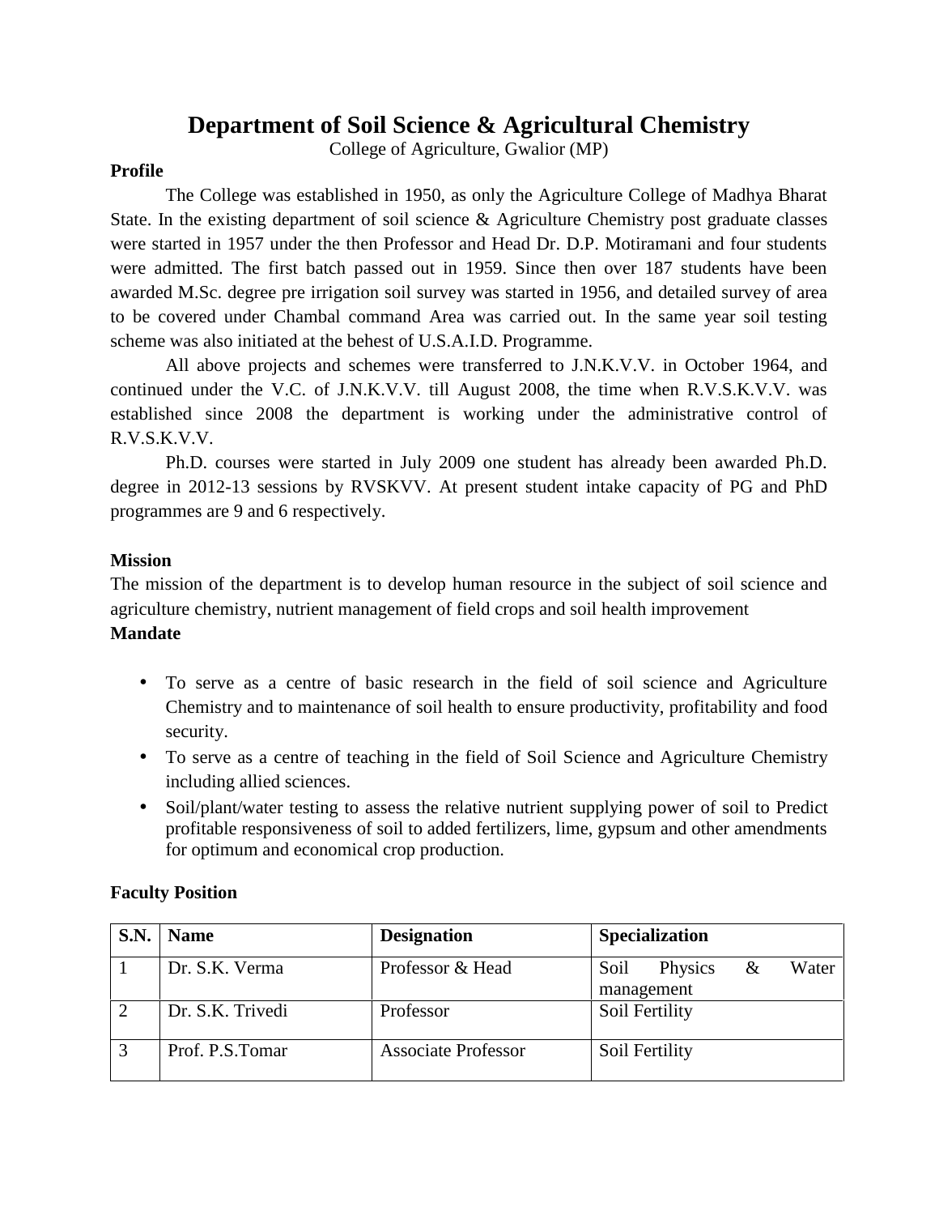# Department of Soil Science & Agricultural Chemistry

College of Agriculture, Gwalior (MP)

**Profile**

The College was established in 1950, as only the Agriculture College of Madhya Bharat State. In the existing department of soil science & Agriculture Chemistry post graduate classes were started in 1957 under the then Professor and Head Dr. D.P. Motiramani and four students were admitted. The first batch passed out in 1959. Since then over 187 students have been awarded M.Sc. degree pre irrigation soil survey was started in 1956, and detailed survey of area to be covered under Chambal command Area was carried out. In the same year soil testing scheme was also initiated at the behest of U.S.A.I.D. Programme.

All above projects and schemes were transferred to J.N.K.V.V. in October 1964, and continued under the V.C. of J.N.K.V.V. till August 2008, the time when R.V.S.K.V.V. was established since 2008 the department is working under the administrative control of R.V.S.K.V.V.

Ph.D. courses were started in July 2009 one student has already been awarded Ph.D. degree in 2012-13 sessions by RVSKVV. At present student intake capacity of PG and PhD programmes are 9 and 6 respectively.

**Mission**

The mission of the department is to develop human resource in the subject of soil science and agriculture chemistry, nutrient management of field crops and soil health improvement

**Mandate**

- To serve as a centre of basic research in the field of soil science and Agriculture Chemistry and to maintenance of soil health to ensure productivity, profitability and food security.
- To serve as a centre of teaching in the field of Soil Science and Agriculture Chemistry including allied sciences.
- Soil/plant/water testing to assess the relative nutrient supplying power of soil to Predict profitable responsiveness of soil to added fertilizers, lime, gypsum and other amendments for optimum and economical crop production.

**Faculty Position**

| S.N. | Name | Designation | Specialization |
|---|---|---|---|
| 1 | Dr. S.K. Verma | Professor & Head | Soil Physics & Water management |
| 2 | Dr. S.K. Trivedi | Professor | Soil Fertility |
| 3 | Prof. P.S.Tomar | Associate Professor | Soil Fertility |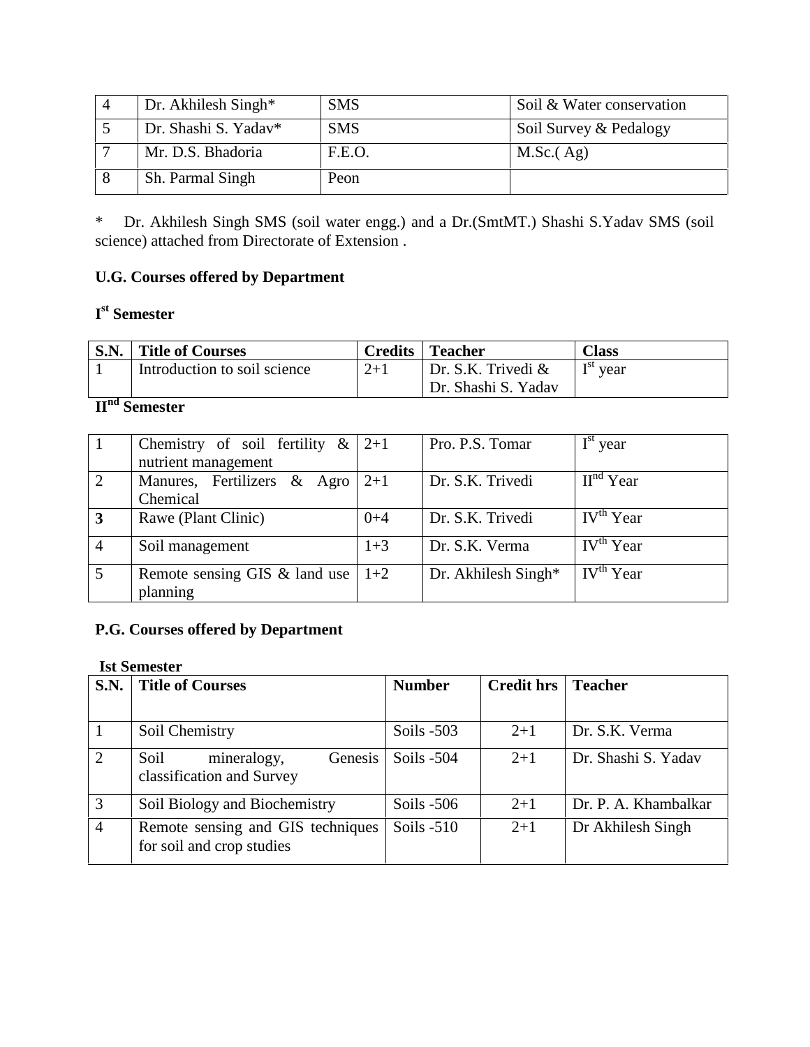| 4 | Dr. Akhilesh Singh* | SMS | Soil & Water conservation |
|---|---|---|---|
| 5 | Dr. Shashi S. Yadav* | SMS | Soil Survey & Pedalogy |
| 7 | Mr. D.S. Bhadoria | F.E.O. | M.Sc.( Ag) |
| 8 | Sh. Parmal Singh | Peon | |

\* Dr. Akhilesh Singh SMS (soil water engg.) and a Dr.(SmtMT.) Shashi S.Yadav SMS (soil science) attached from Directorate of Extension .

**U.G. Courses offered by Department**

**I$^{st}$ Semester**

| S.N. | Title of Courses | Credits | Teacher | Class |
|---|---|---|---|---|
| 1 | Introduction to soil science | 2+1 | Dr. S.K. Trivedi & Dr. Shashi S. Yadav | I$^{st}$ year |

**II$^{nd}$ Semester**

| | | | | |
|---|---|---|---|---|
| 1 | Chemistry of soil fertility & nutrient management | 2+1 | Pro. P.S. Tomar | I$^{st}$ year |
| 2 | Manures, Fertilizers & Agro Chemical | 2+1 | Dr. S.K. Trivedi | II$^{nd}$ Year |
| **3** | Rawe (Plant Clinic) | 0+4 | Dr. S.K. Trivedi | IV$^{th}$ Year |
| 4 | Soil management | 1+3 | Dr. S.K. Verma | IV$^{th}$ Year |
| 5 | Remote sensing GIS & land use planning | 1+2 | Dr. Akhilesh Singh* | IV$^{th}$ Year |

**P.G. Courses offered by Department**

**Ist Semester**

| S.N. | Title of Courses | Number | Credit hrs | Teacher |
|---|---|---|---|---|
| 1 | Soil Chemistry | Soils -503 | 2+1 | Dr. S.K. Verma |
| 2 | Soil mineralogy, Genesis classification and Survey | Soils -504 | 2+1 | Dr. Shashi S. Yadav |
| 3 | Soil Biology and Biochemistry | Soils -506 | 2+1 | Dr. P. A. Khambalkar |
| 4 | Remote sensing and GIS techniques for soil and crop studies | Soils -510 | 2+1 | Dr Akhilesh Singh |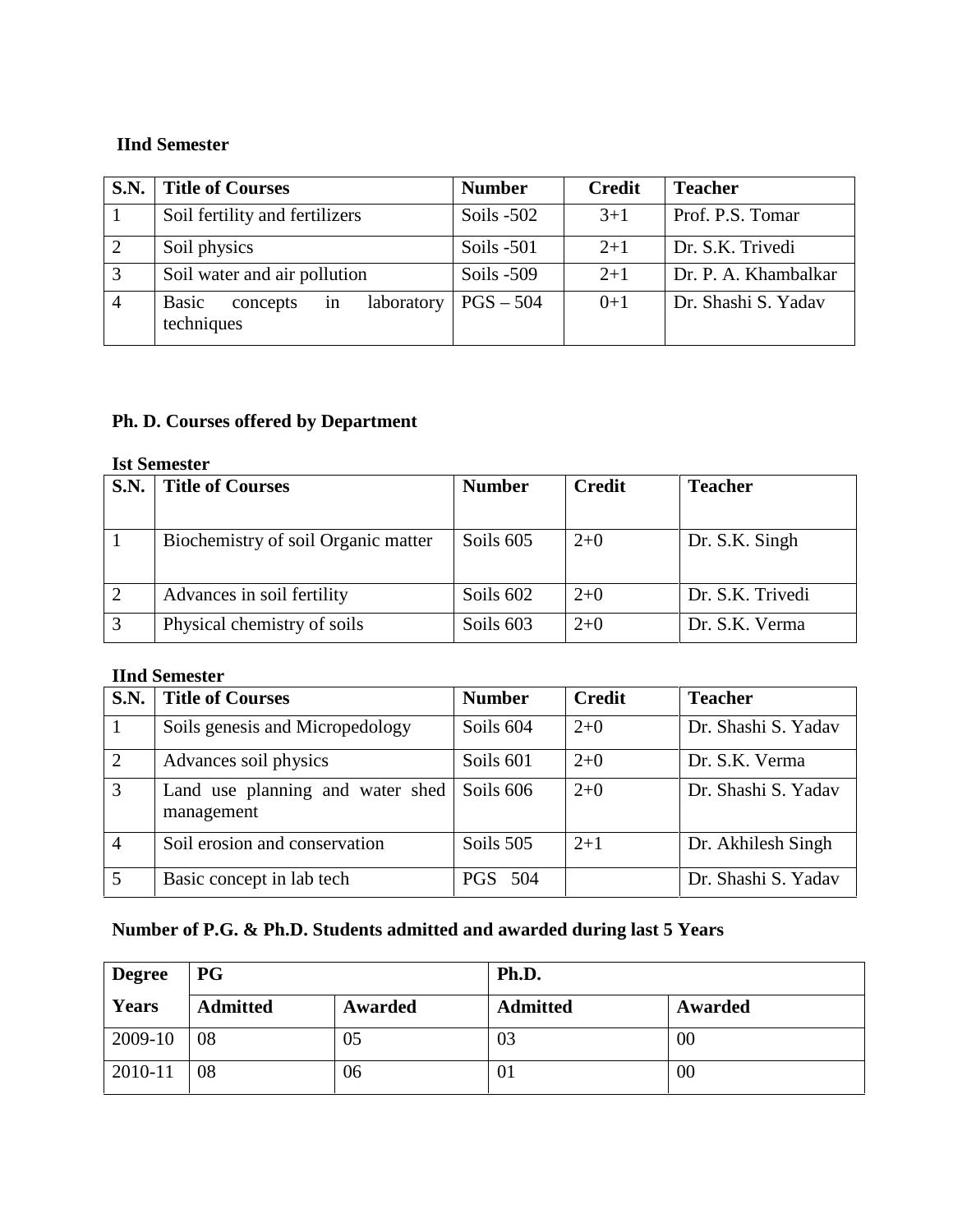**IInd Semester**

| S.N. | Title of Courses | Number | Credit | Teacher |
|---|---|---|---|---|
| 1 | Soil fertility and fertilizers | Soils -502 | 3+1 | Prof. P.S. Tomar |
| 2 | Soil physics | Soils -501 | 2+1 | Dr. S.K. Trivedi |
| 3 | Soil water and air pollution | Soils -509 | 2+1 | Dr. P. A. Khambalkar |
| 4 | Basic concepts in laboratory techniques | PGS – 504 | 0+1 | Dr. Shashi S. Yadav |

**Ph. D. Courses offered by Department**

**Ist Semester**

| S.N. | Title of Courses | Number | Credit | Teacher |
|---|---|---|---|---|
| 1 | Biochemistry of soil Organic matter | Soils 605 | 2+0 | Dr. S.K. Singh |
| 2 | Advances in soil fertility | Soils 602 | 2+0 | Dr. S.K. Trivedi |
| 3 | Physical chemistry of soils | Soils 603 | 2+0 | Dr. S.K. Verma |

**IInd Semester**

| S.N. | Title of Courses | Number | Credit | Teacher |
|---|---|---|---|---|
| 1 | Soils genesis and Micropedology | Soils 604 | 2+0 | Dr. Shashi S. Yadav |
| 2 | Advances soil physics | Soils 601 | 2+0 | Dr. S.K. Verma |
| 3 | Land use planning and water shed management | Soils 606 | 2+0 | Dr. Shashi S. Yadav |
| 4 | Soil erosion and conservation | Soils 505 | 2+1 | Dr. Akhilesh Singh |
| 5 | Basic concept in lab tech | PGS 504 | | Dr. Shashi S. Yadav |

**Number of P.G. & Ph.D. Students admitted and awarded during last 5 Years**

| Degree | PG | | Ph.D. | |
|---|---|---|---|---|
| Years | Admitted | Awarded | Admitted | Awarded |
| 2009-10 | 08 | 05 | 03 | 00 |
| 2010-11 | 08 | 06 | 01 | 00 |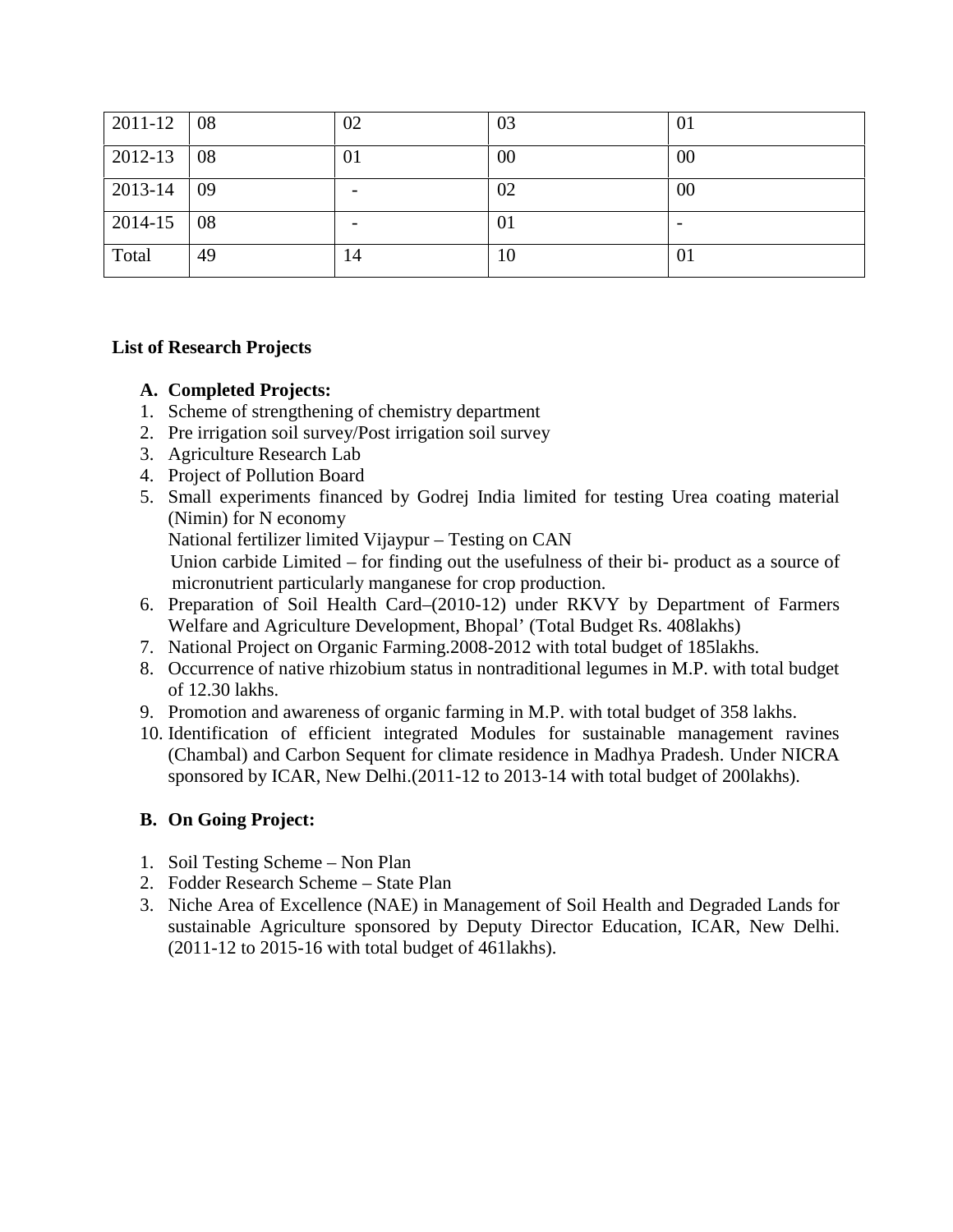| 2011-12 | 08 | 02 | 03 | 01 |
|---|---|---|---|---|
| 2012-13 | 08 | 01 | 00 | 00 |
| 2013-14 | 09 | - | 02 | 00 |
| 2014-15 | 08 | - | 01 | - |
| Total | 49 | 14 | 10 | 01 |

**List of Research Projects**

**A. Completed Projects:**

1. Scheme of strengthening of chemistry department
2. Pre irrigation soil survey/Post irrigation soil survey
3. Agriculture Research Lab
4. Project of Pollution Board
5. Small experiments financed by Godrej India limited for testing Urea coating material (Nimin) for N economy
   National fertilizer limited Vijaypur – Testing on CAN
   Union carbide Limited – for finding out the usefulness of their bi- product as a source of micronutrient particularly manganese for crop production.
6. Preparation of Soil Health Card–(2010-12) under RKVY by Department of Farmers Welfare and Agriculture Development, Bhopal' (Total Budget Rs. 408lakhs)
7. National Project on Organic Farming.2008-2012 with total budget of 185lakhs.
8. Occurrence of native rhizobium status in nontraditional legumes in M.P. with total budget of 12.30 lakhs.
9. Promotion and awareness of organic farming in M.P. with total budget of 358 lakhs.
10. Identification of efficient integrated Modules for sustainable management ravines (Chambal) and Carbon Sequent for climate residence in Madhya Pradesh. Under NICRA sponsored by ICAR, New Delhi.(2011-12 to 2013-14 with total budget of 200lakhs).

**B. On Going Project:**

1. Soil Testing Scheme – Non Plan
2. Fodder Research Scheme – State Plan
3. Niche Area of Excellence (NAE) in Management of Soil Health and Degraded Lands for sustainable Agriculture sponsored by Deputy Director Education, ICAR, New Delhi. (2011-12 to 2015-16 with total budget of 461lakhs).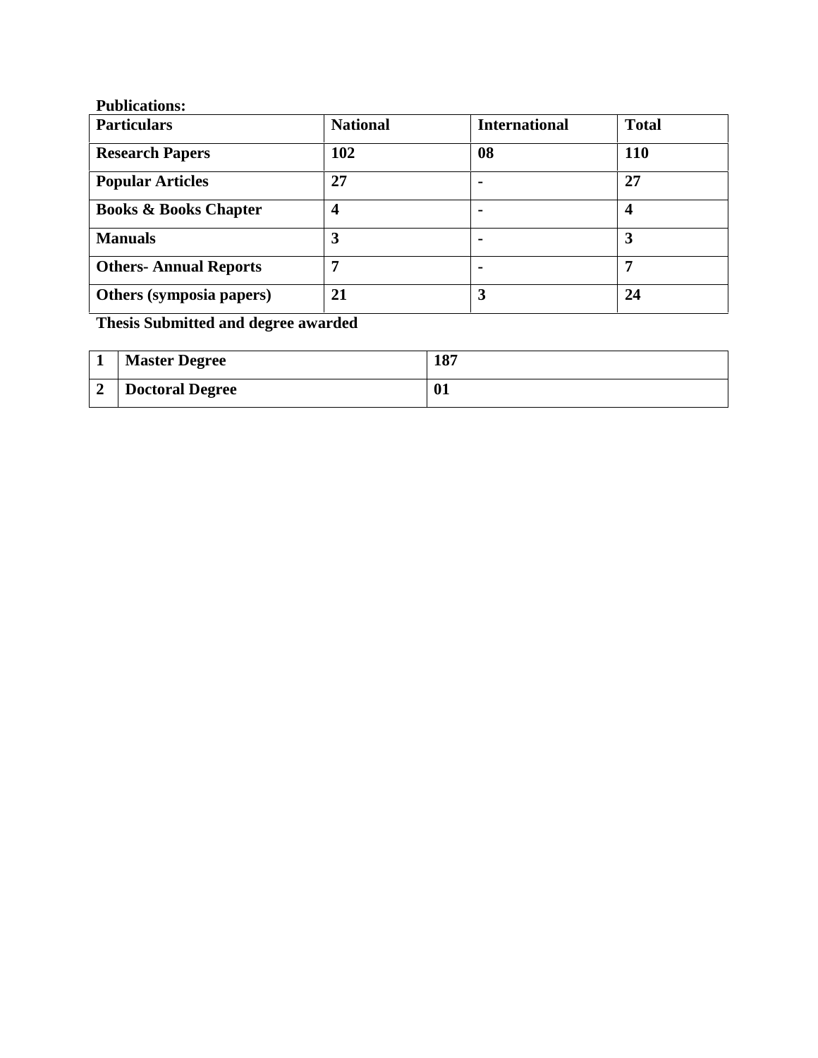**Publications:**

| Particulars | National | International | Total |
|---|---|---|---|
| Research Papers | 102 | 08 | 110 |
| Popular Articles | 27 | - | 27 |
| Books & Books Chapter | 4 | - | 4 |
| Manuals | 3 | - | 3 |
| Others- Annual Reports | 7 | - | 7 |
| Others (symposia papers) | 21 | 3 | 24 |

**Thesis Submitted and degree awarded**

| | | |
|---|---|---|
| 1 | Master Degree | 187 |
| 2 | Doctoral Degree | 01 |